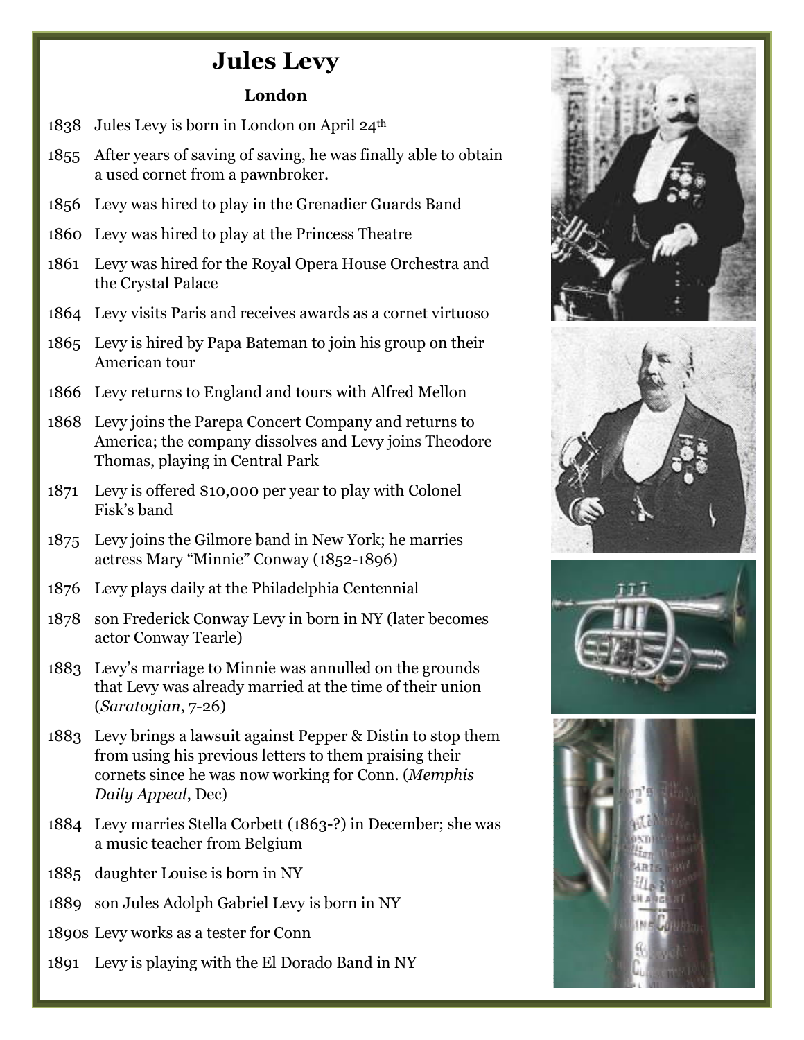# Jules Levy

### London

1838 Jules Levy is born in London on April 24th

1855 After years of saving of saving, he was finally able to obtain a used cornet from a pawnbroker.

1856 Levy was hired to play in the Grenadier Guards Band

1860 Levy was hired to play at the Princess Theatre

1861 Levy was hired for the Royal Opera House Orchestra and the Crystal Palace

1864 Levy visits Paris and receives awards as a cornet virtuoso

1865 Levy is hired by Papa Bateman to join his group on their American tour

1866 Levy returns to England and tours with Alfred Mellon

1868 Levy joins the Parepa Concert Company and returns to America; the company dissolves and Levy joins Theodore Thomas, playing in Central Park

1871 Levy is offered $10,000 per year to play with Colonel Fisk's band

1875 Levy joins the Gilmore band in New York; he marries actress Mary "Minnie" Conway (1852-1896)

1876 Levy plays daily at the Philadelphia Centennial

1878 son Frederick Conway Levy in born in NY (later becomes actor Conway Tearle)

1883 Levy's marriage to Minnie was annulled on the grounds that Levy was already married at the time of their union (*Saratogian*, 7-26)

1883 Levy brings a lawsuit against Pepper & Distin to stop them from using his previous letters to them praising their cornets since he was now working for Conn. (*Memphis Daily Appeal*, Dec)

1884 Levy marries Stella Corbett (1863-?) in December; she was a music teacher from Belgium

1885 daughter Louise is born in NY

1889 son Jules Adolph Gabriel Levy is born in NY

1890s Levy works as a tester for Conn

1891 Levy is playing with the El Dorado Band in NY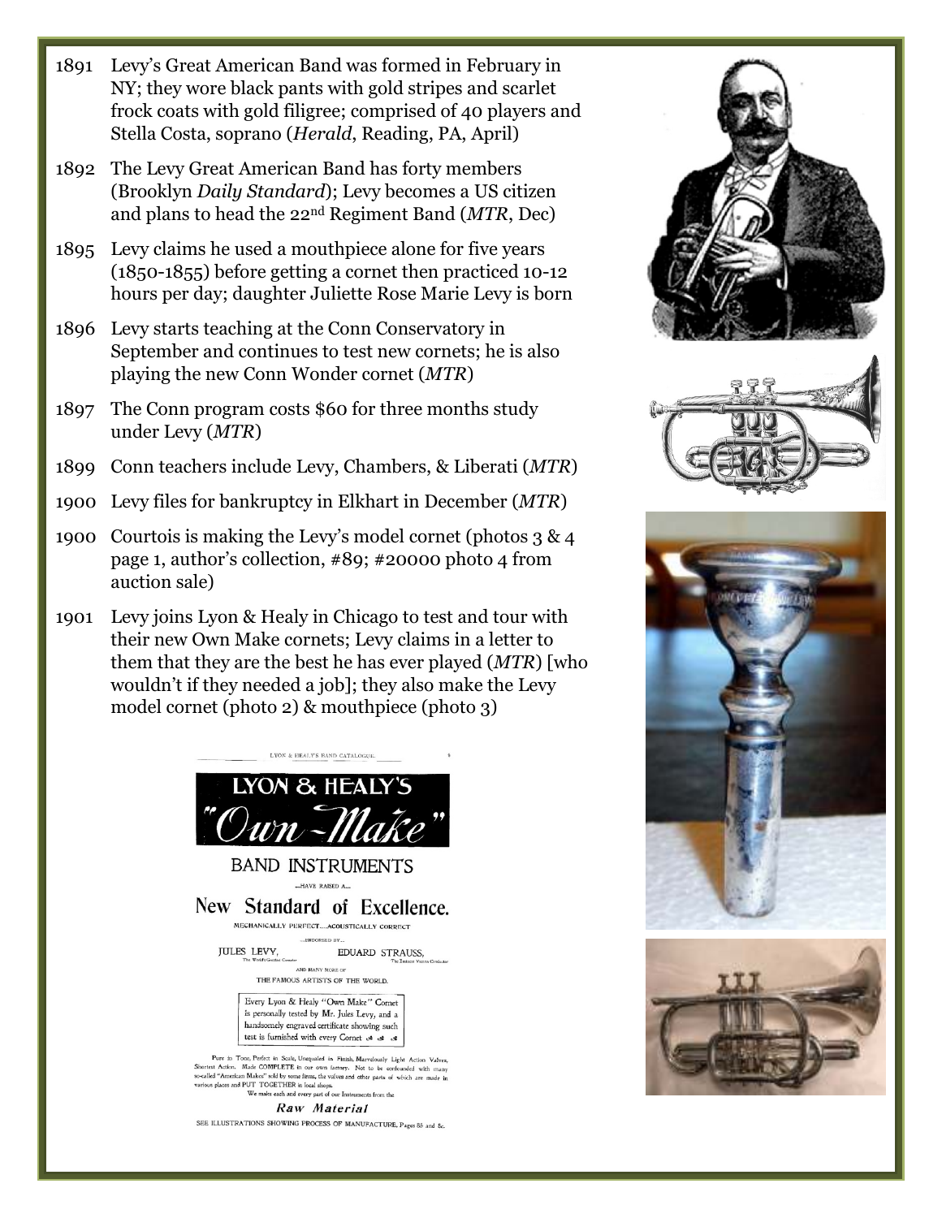1891 Levy's Great American Band was formed in February in NY; they wore black pants with gold stripes and scarlet frock coats with gold filigree; comprised of 40 players and Stella Costa, soprano (*Herald*, Reading, PA, April)

1892 The Levy Great American Band has forty members (Brooklyn *Daily Standard*); Levy becomes a US citizen and plans to head the 22nd Regiment Band (*MTR*, Dec)

1895 Levy claims he used a mouthpiece alone for five years (1850-1855) before getting a cornet then practiced 10-12 hours per day; daughter Juliette Rose Marie Levy is born

1896 Levy starts teaching at the Conn Conservatory in September and continues to test new cornets; he is also playing the new Conn Wonder cornet (*MTR*)

1897 The Conn program costs $60 for three months study under Levy (*MTR*)

1899 Conn teachers include Levy, Chambers, & Liberati (*MTR*)

1900 Levy files for bankruptcy in Elkhart in December (*MTR*)

1900 Courtois is making the Levy's model cornet (photos 3 & 4 page 1, author's collection, #89; #20000 photo 4 from auction sale)

1901 Levy joins Lyon & Healy in Chicago to test and tour with their new Own Make cornets; Levy claims in a letter to them that they are the best he has ever played (*MTR*) [who wouldn't if they needed a job]; they also make the Levy model cornet (photo 2) & mouthpiece (photo 3)

LYON & HEALY'S BAND CATALOGUE.

**LYON & HEALY'S "Own-Make"**

**BAND INSTRUMENTS**

...HAVE RAISED A...

**New Standard of Excellence.**

MECHANICALLY PERFECT....ACOUSTICALLY CORRECT

...ENDORSED BY...

JULES LEVY, The World's Greatest Cornetist — EDUARD STRAUSS, The Eminent Vienna Conductor

AND MANY MORE OF THE FAMOUS ARTISTS OF THE WORLD.

Every Lyon & Healy "Own Make" Cornet is personally tested by Mr. Jules Levy, and a handsomely engraved certificate showing such test is furnished with every Cornet

Pure in Tone, Perfect in Scale, Unequaled in Finish, Marvelously Light Action Valves, Shortest Action. Made COMPLETE in our own factory. Not to be confounded with many so-called "American Makes" sold by some firms, the valves and other parts of which are made in various places and PUT TOGETHER in local shops.

We make each and every part of our Instruments from the

*Raw Material*

SEE ILLUSTRATIONS SHOWING PROCESS OF MANUFACTURE, Pages 85 and &c.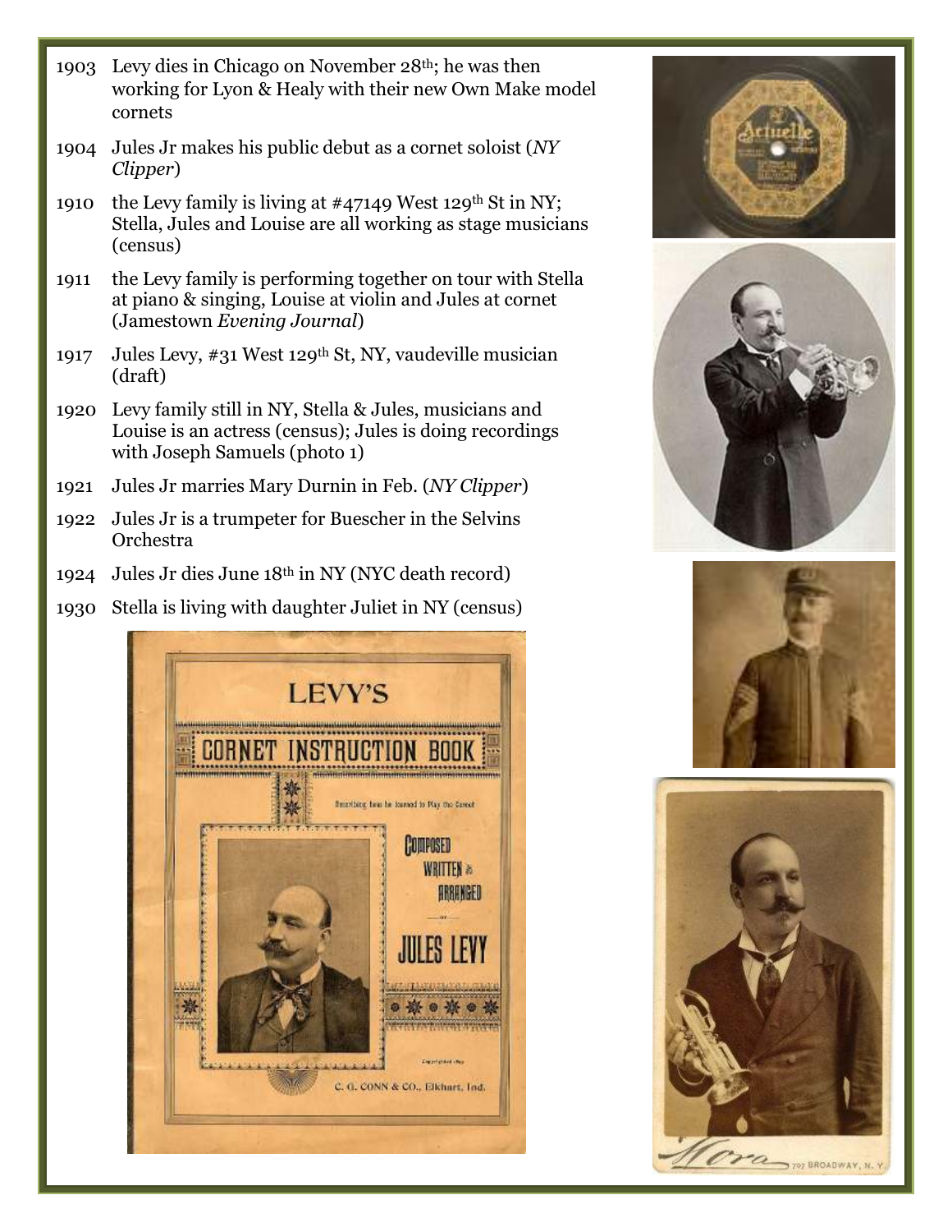1903 Levy dies in Chicago on November 28th; he was then working for Lyon & Healy with their new Own Make model cornets

1904 Jules Jr makes his public debut as a cornet soloist (*NY Clipper*)

1910 the Levy family is living at #47149 West 129th St in NY; Stella, Jules and Louise are all working as stage musicians (census)

1911 the Levy family is performing together on tour with Stella at piano & singing, Louise at violin and Jules at cornet (Jamestown *Evening Journal*)

1917 Jules Levy, #31 West 129th St, NY, vaudeville musician (draft)

1920 Levy family still in NY, Stella & Jules, musicians and Louise is an actress (census); Jules is doing recordings with Joseph Samuels (photo 1)

1921 Jules Jr marries Mary Durnin in Feb. (*NY Clipper*)

1922 Jules Jr is a trumpeter for Buescher in the Selvins Orchestra

1924 Jules Jr dies June 18th in NY (NYC death record)

1930 Stella is living with daughter Juliet in NY (census)